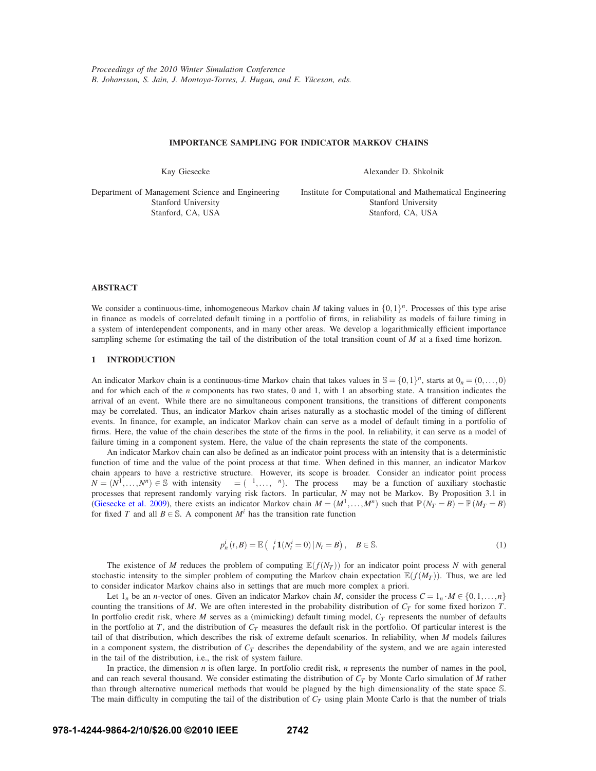*Proceedings of the 2010 Winter Simulation Conference*
*B. Johansson, S. Jain, J. Montoya-Torres, J. Hugan, and E. Yücesan, eds.*

# IMPORTANCE SAMPLING FOR INDICATOR MARKOV CHAINS

Kay Giesecke

Department of Management Science and Engineering
Stanford University
Stanford, CA, USA

Alexander D. Shkolnik

Institute for Computational and Mathematical Engineering
Stanford University
Stanford, CA, USA

## ABSTRACT

We consider a continuous-time, inhomogeneous Markov chain $M$ taking values in $\{0,1\}^n$. Processes of this type arise in finance as models of correlated default timing in a portfolio of firms, in reliability as models of failure timing in a system of interdependent components, and in many other areas. We develop a logarithmically efficient importance sampling scheme for estimating the tail of the distribution of the total transition count of $M$ at a fixed time horizon.

## 1 INTRODUCTION

An indicator Markov chain is a continuous-time Markov chain that takes values in $\mathbb{S} = \{0,1\}^n$, starts at $0_n = (0,\ldots,0)$ and for which each of the $n$ components has two states, 0 and 1, with 1 an absorbing state. A transition indicates the arrival of an event. While there are no simultaneous component transitions, the transitions of different components may be correlated. Thus, an indicator Markov chain arises naturally as a stochastic model of the timing of different events. In finance, for example, an indicator Markov chain can serve as a model of default timing in a portfolio of firms. Here, the value of the chain describes the state of the firms in the pool. In reliability, it can serve as a model of failure timing in a component system. Here, the value of the chain represents the state of the components.

An indicator Markov chain can also be defined as an indicator point process with an intensity that is a deterministic function of time and the value of the point process at that time. When defined in this manner, an indicator Markov chain appears to have a restrictive structure. However, its scope is broader. Consider an indicator point process $N = (N^1,\ldots,N^n) \in \mathbb{S}$ with intensity $\lambda = (\lambda^1,\ldots,\lambda^n)$. The process $\lambda$ may be a function of auxiliary stochastic processes that represent randomly varying risk factors. In particular, $N$ may not be Markov. By Proposition 3.1 in (Giesecke et al. 2009), there exists an indicator Markov chain $M = (M^1,\ldots,M^n)$ such that $\mathbb{P}(N_T = B) = \mathbb{P}(M_T = B)$ for fixed $T$ and all $B \in \mathbb{S}$. A component $M^i$ has the transition rate function

$$p_n^i(t,B) = \mathbb{E}\left(\lambda_t^i \mathbf{1}(N_t^i = 0)\,|\,N_t = B\right), \quad B \in \mathbb{S}. \tag{1}$$

The existence of $M$ reduces the problem of computing $\mathbb{E}(f(N_T))$ for an indicator point process $N$ with general stochastic intensity to the simpler problem of computing the Markov chain expectation $\mathbb{E}(f(M_T))$. Thus, we are led to consider indicator Markov chains also in settings that are much more complex a priori.

Let $1_n$ be an $n$-vector of ones. Given an indicator Markov chain $M$, consider the process $C = 1_n \cdot M \in \{0,1,\ldots,n\}$ counting the transitions of $M$. We are often interested in the probability distribution of $C_T$ for some fixed horizon $T$. In portfolio credit risk, where $M$ serves as a (mimicking) default timing model, $C_T$ represents the number of defaults in the portfolio at $T$, and the distribution of $C_T$ measures the default risk in the portfolio. Of particular interest is the tail of that distribution, which describes the risk of extreme default scenarios. In reliability, when $M$ models failures in a component system, the distribution of $C_T$ describes the dependability of the system, and we are again interested in the tail of the distribution, i.e., the risk of system failure.

In practice, the dimension $n$ is often large. In portfolio credit risk, $n$ represents the number of names in the pool, and can reach several thousand. We consider estimating the distribution of $C_T$ by Monte Carlo simulation of $M$ rather than through alternative numerical methods that would be plagued by the high dimensionality of the state space $\mathbb{S}$. The main difficulty in computing the tail of the distribution of $C_T$ using plain Monte Carlo is that the number of trials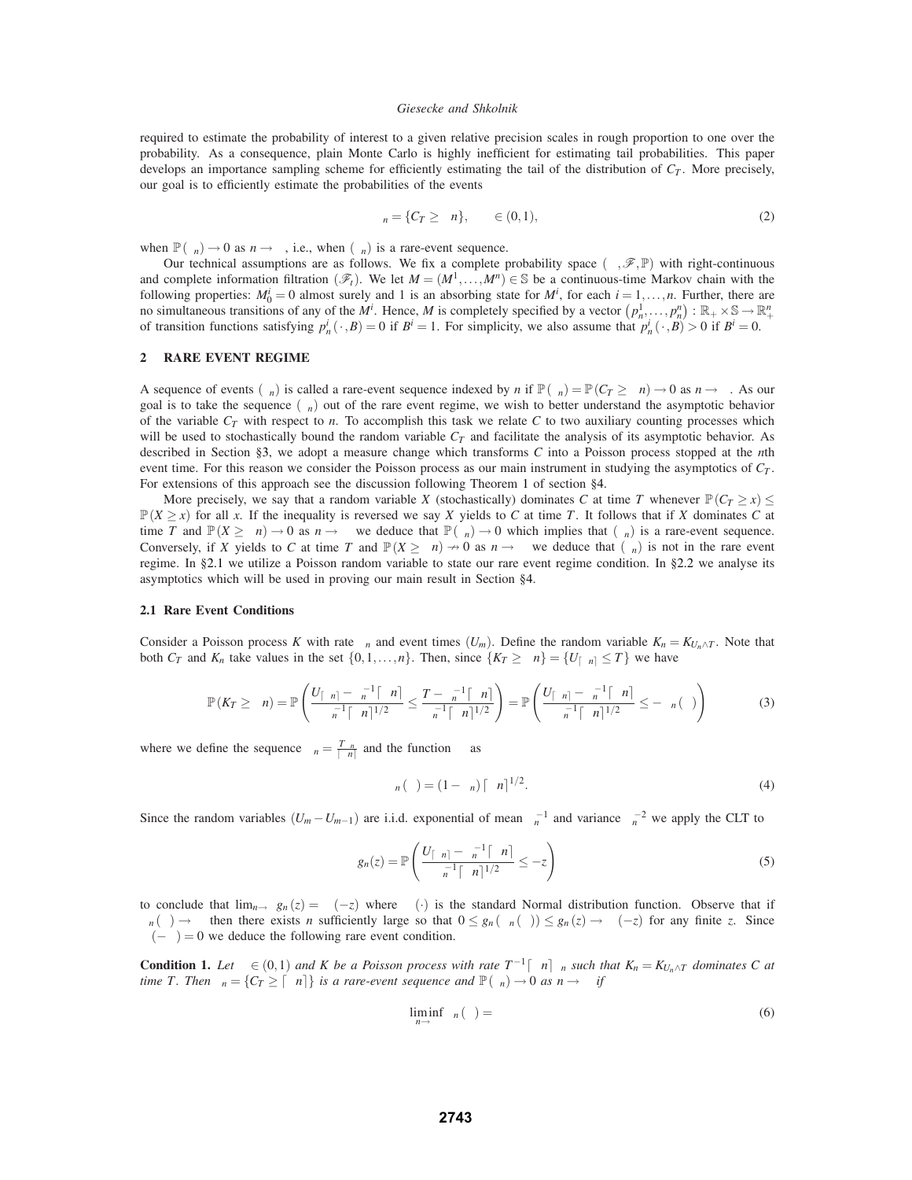required to estimate the probability of interest to a given relative precision scales in rough proportion to one over the probability. As a consequence, plain Monte Carlo is highly inefficient for estimating tail probabilities. This paper develops an importance sampling scheme for efficiently estimating the tail of the distribution of $C_T$. More precisely, our goal is to efficiently estimate the probabilities of the events

$$
{}_n = \{C_T \geq n\}, \qquad \in (0,1), \tag{2}
$$

when $\mathbb{P}({}_n) \to 0$ as $n \to$ , i.e., when $({}_n)$ is a rare-event sequence.

Our technical assumptions are as follows. We fix a complete probability space $( ,\mathscr{F},\mathbb{P})$ with right-continuous and complete information filtration $(\mathscr{F}_t)$. We let $M = (M^1,\dots,M^n) \in \mathbb{S}$ be a continuous-time Markov chain with the following properties: $M_0^i = 0$ almost surely and 1 is an absorbing state for $M^i$, for each $i = 1,\dots,n$. Further, there are no simultaneous transitions of any of the $M^i$. Hence, $M$ is completely specified by a vector $\left(p_n^1,\dots,p_n^n\right) : \mathbb{R}_+ \times \mathbb{S} \to \mathbb{R}_+^n$ of transition functions satisfying $p_n^i(\cdot,B) = 0$ if $B^i = 1$. For simplicity, we also assume that $p_n^i(\cdot,B) > 0$ if $B^i = 0$.

## 2 RARE EVENT REGIME

A sequence of events $({}_n)$ is called a rare-event sequence indexed by $n$ if $\mathbb{P}({}_n) = \mathbb{P}(C_T \geq n) \to 0$ as $n \to$ . As our goal is to take the sequence $({}_n)$ out of the rare event regime, we wish to better understand the asymptotic behavior of the variable $C_T$ with respect to $n$. To accomplish this task we relate $C$ to two auxiliary counting processes which will be used to stochastically bound the random variable $C_T$ and facilitate the analysis of its asymptotic behavior. As described in Section §3, we adopt a measure change which transforms $C$ into a Poisson process stopped at the $n$th event time. For this reason we consider the Poisson process as our main instrument in studying the asymptotics of $C_T$. For extensions of this approach see the discussion following Theorem 1 of section §4.

More precisely, we say that a random variable $X$ (stochastically) dominates $C$ at time $T$ whenever $\mathbb{P}(C_T \geq x) \leq \mathbb{P}(X \geq x)$ for all $x$. If the inequality is reversed we say $X$ yields to $C$ at time $T$. It follows that if $X$ dominates $C$ at time $T$ and $\mathbb{P}(X \geq n) \to 0$ as $n \to$ we deduce that $\mathbb{P}({}_n) \to 0$ which implies that $({}_n)$ is a rare-event sequence. Conversely, if $X$ yields to $C$ at time $T$ and $\mathbb{P}(X \geq n) \nrightarrow 0$ as $n \to$ we deduce that $({}_n)$ is not in the rare event regime. In §2.1 we utilize a Poisson random variable to state our rare event regime condition. In §2.2 we analyse its asymptotics which will be used in proving our main result in Section §4.

### 2.1 Rare Event Conditions

Consider a Poisson process $K$ with rate ${}_n$ and event times $(U_m)$. Define the random variable $K_n = K_{U_n \wedge T}$. Note that both $C_T$ and $K_n$ take values in the set $\{0,1,\dots,n\}$. Then, since $\{K_T \geq n\} = \{U_{\lceil n\rceil} \leq T\}$ we have

$$
\mathbb{P}(K_T \geq n) = \mathbb{P}\left(\frac{U_{\lceil n\rceil} - {}_n^{-1}\lceil n\rceil}{{}_n^{-1}\lceil n\rceil^{1/2}} \leq \frac{T - {}_n^{-1}\lceil n\rceil}{{}_n^{-1}\lceil n\rceil^{1/2}}\right) = \mathbb{P}\left(\frac{U_{\lceil n\rceil} - {}_n^{-1}\lceil n\rceil}{{}_n^{-1}\lceil n\rceil^{1/2}} \leq - {}_n(\ )\right) \tag{3}
$$

where we define the sequence ${}_n = \frac{T\ {}_n}{\lceil n\rceil}$ and the function as

$$
{}_n(\ ) = (1 - {}_n)\lceil n\rceil^{1/2}. \tag{4}
$$

Since the random variables $(U_m - U_{m-1})$ are i.i.d. exponential of mean ${}_n^{-1}$ and variance ${}_n^{-2}$ we apply the CLT to

$$
g_n(z) = \mathbb{P}\left(\frac{U_{\lceil n\rceil} - {}_n^{-1}\lceil n\rceil}{{}_n^{-1}\lceil n\rceil^{1/2}} \leq -z\right) \tag{5}
$$

to conclude that $\lim_{n\to} g_n(z) = (-z)$ where $(\cdot)$ is the standard Normal distribution function. Observe that if ${}_n(\ ) \to$ then there exists $n$ sufficiently large so that $0 \leq g_n({}_n(\ )) \leq g_n(z) \to (-z)$ for any finite $z$. Since $(-\ ) = 0$ we deduce the following rare event condition.

**Condition 1.** *Let* $\in (0,1)$ *and* $K$ *be a Poisson process with rate* $T^{-1}\lceil n\rceil\ {}_n$ *such that* $K_n = K_{U_n \wedge T}$ *dominates* $C$ *at time* $T$. *Then* ${}_n = \{C_T \geq \lceil n\rceil\}$ *is a rare-event sequence and* $\mathbb{P}({}_n) \to 0$ *as* $n \to$ *if*

$$
\liminf_{n\to} {}_n(\ ) = \tag{6}
$$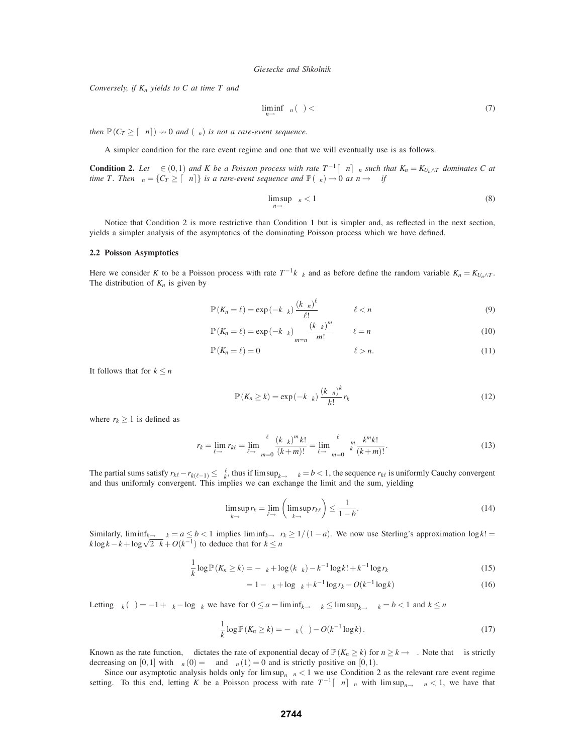*Conversely, if $K_n$ yields to $C$ at time $T$ and*

$$\liminf_{n\to\infty} \gamma_n(\alpha) < \infty \tag{7}$$

*then $\mathbb{P}(C_T \geq \lceil \alpha n \rceil) \nrightarrow 0$ and $(\Omega_n)$ is not a rare-event sequence.*

A simpler condition for the rare event regime and one that we will eventually use is as follows.

**Condition 2.** *Let $\alpha \in (0,1)$ and $K$ be a Poisson process with rate $T^{-1}\lceil \alpha n \rceil \lambda_n$ such that $K_n = K_{U_n \wedge T}$ dominates $C$ at time $T$. Then $\Omega_n = \{C_T \geq \lceil \alpha n \rceil\}$ is a rare-event sequence and $\mathbb{P}(\Omega_n) \to 0$ as $n \to \infty$ if*

$$\limsup_{n\to\infty} \lambda_n < 1 \tag{8}$$

Notice that Condition 2 is more restrictive than Condition 1 but is simpler and, as reflected in the next section, yields a simpler analysis of the asymptotics of the dominating Poisson process which we have defined.

### 2.2 Poisson Asymptotics

Here we consider $K$ to be a Poisson process with rate $T^{-1}k\lambda_k$ and as before define the random variable $K_n = K_{U_n \wedge T}$. The distribution of $K_n$ is given by

$$\mathbb{P}(K_n = \ell) = \exp(-k\lambda_k)\frac{(k\lambda_n)^\ell}{\ell!} \qquad \ell < n \tag{9}$$

$$\mathbb{P}(K_n = \ell) = \exp(-k\lambda_k)\sum_{m=n}^{\infty}\frac{(k\lambda_k)^m}{m!} \qquad \ell = n \tag{10}$$

$$\mathbb{P}(K_n = \ell) = 0 \qquad \ell > n. \tag{11}$$

It follows that for $k \leq n$

$$\mathbb{P}(K_n \geq k) = \exp(-k\lambda_k)\frac{(k\lambda_n)^k}{k!}r_k \tag{12}$$

where $r_k \geq 1$ is defined as

$$r_k = \lim_{\ell\to\infty} r_{k\ell} = \lim_{\ell\to\infty}\sum_{m=0}^{\ell}\frac{(k\lambda_k)^m k!}{(k+m)!} = \lim_{\ell\to\infty}\sum_{m=0}^{\ell}\lambda_k^m \frac{k^m k!}{(k+m)!}. \tag{13}$$

The partial sums satisfy $r_{k\ell} - r_{k(\ell-1)} \leq \lambda_k^\ell$, thus if $\limsup_{k\to\infty} \lambda_k = b < 1$, the sequence $r_{k\ell}$ is uniformly Cauchy convergent and thus uniformly convergent. This implies we can exchange the limit and the sum, yielding

$$\limsup_{k\to\infty} r_k = \lim_{\ell\to\infty}\left(\limsup_{k\to\infty} r_{k\ell}\right) \leq \frac{1}{1-b}. \tag{14}$$

Similarly, $\liminf_{k\to\infty} \lambda_k = a \leq b < 1$ implies $\liminf_{k\to\infty} r_k \geq 1/(1-a)$. We now use Sterling's approximation $\log k! = k\log k - k + \log\sqrt{2\pi k} + O(k^{-1})$ to deduce that for $k \leq n$

$$\frac{1}{k}\log\mathbb{P}(K_n \geq k) = -\lambda_k + \log(k\lambda_k) - k^{-1}\log k! + k^{-1}\log r_k \tag{15}$$

$$= 1 - \lambda_k + \log\lambda_k + k^{-1}\log r_k - O(k^{-1}\log k) \tag{16}$$

Letting $\gamma_k(\alpha) = -1 + \lambda_k - \log\lambda_k$ we have for $0 \leq a = \liminf_{k\to\infty} \lambda_k \leq \limsup_{k\to\infty} \lambda_k = b < 1$ and $k \leq n$

$$\frac{1}{k}\log\mathbb{P}(K_n \geq k) = -\gamma_k(\alpha) - O(k^{-1}\log k). \tag{17}$$

Known as the rate function, $\gamma$ dictates the rate of exponential decay of $\mathbb{P}(K_n \geq k)$ for $n \geq k \to \infty$. Note that $\gamma$ is strictly decreasing on $[0,1]$ with $\gamma_n(0) = \infty$ and $\gamma_n(1) = 0$ and is strictly positive on $[0,1)$.

Since our asymptotic analysis holds only for $\limsup_n \lambda_n < 1$ we use Condition 2 as the relevant rare event regime setting. To this end, letting $K$ be a Poisson process with rate $T^{-1}\lceil \alpha n \rceil \lambda_n$ with $\limsup_{n\to\infty} \lambda_n < 1$, we have that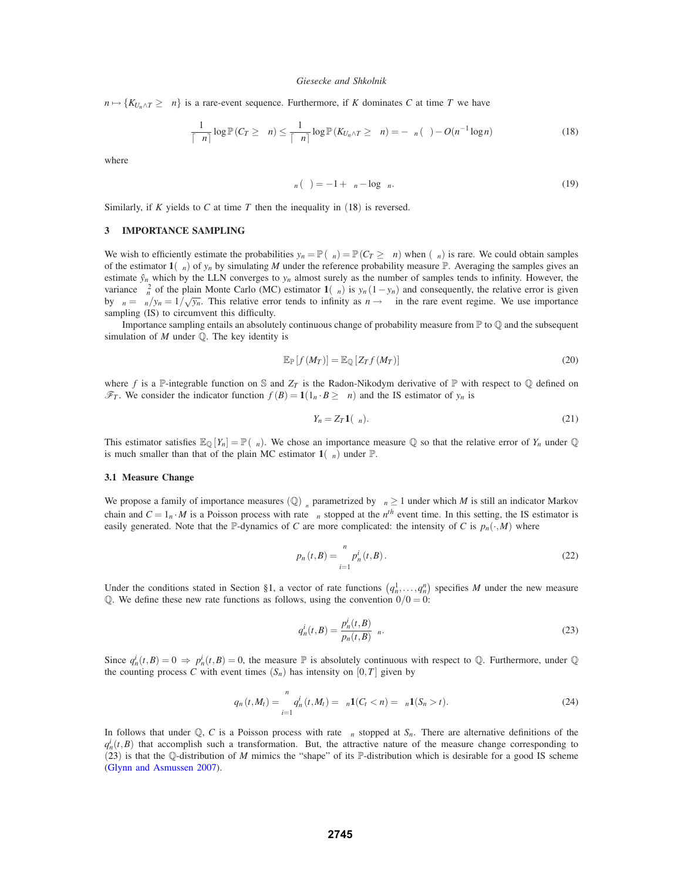$n \mapsto \{K_{U_n \wedge T} \geq \gamma n\}$ is a rare-event sequence. Furthermore, if $K$ dominates $C$ at time $T$ we have

$$\frac{1}{\lceil \gamma n \rceil} \log \mathbb{P}(C_T \geq \gamma n) \leq \frac{1}{\lceil \gamma n \rceil} \log \mathbb{P}(K_{U_n \wedge T} \geq \gamma n) = -\Lambda_n(\gamma) - O(n^{-1} \log n) \tag{18}$$

where

$$\Lambda_n(\gamma) = -1 + \theta_n - \log \theta_n. \tag{19}$$

Similarly, if $K$ yields to $C$ at time $T$ then the inequality in (18) is reversed.

## 3 IMPORTANCE SAMPLING

We wish to efficiently estimate the probabilities $y_n = \mathbb{P}(A_n) = \mathbb{P}(C_T \geq \gamma n)$ when $(A_n)$ is rare. We could obtain samples of the estimator $\mathbf{1}(A_n)$ of $y_n$ by simulating $M$ under the reference probability measure $\mathbb{P}$. Averaging the samples gives an estimate $\hat{y}_n$ which by the LLN converges to $y_n$ almost surely as the number of samples tends to infinity. However, the variance $\sigma_n^2$ of the plain Monte Carlo (MC) estimator $\mathbf{1}(A_n)$ is $y_n(1-y_n)$ and consequently, the relative error is given by $\rho_n = \sigma_n / y_n = 1/\sqrt{y_n}$. This relative error tends to infinity as $n \to \infty$ in the rare event regime. We use importance sampling (IS) to circumvent this difficulty.

Importance sampling entails an absolutely continuous change of probability measure from $\mathbb{P}$ to $\mathbb{Q}$ and the subsequent simulation of $M$ under $\mathbb{Q}$. The key identity is

$$\mathbb{E}_{\mathbb{P}}[f(M_T)] = \mathbb{E}_{\mathbb{Q}}[Z_T f(M_T)] \tag{20}$$

where $f$ is a $\mathbb{P}$-integrable function on $\mathbb{S}$ and $Z_T$ is the Radon-Nikodym derivative of $\mathbb{P}$ with respect to $\mathbb{Q}$ defined on $\mathscr{F}_T$. We consider the indicator function $f(B) = \mathbf{1}(1_n \cdot B \geq \gamma n)$ and the IS estimator of $y_n$ is

$$Y_n = Z_T \mathbf{1}(A_n). \tag{21}$$

This estimator satisfies $\mathbb{E}_{\mathbb{Q}}[Y_n] = \mathbb{P}(A_n)$. We chose an importance measure $\mathbb{Q}$ so that the relative error of $Y_n$ under $\mathbb{Q}$ is much smaller than that of the plain MC estimator $\mathbf{1}(A_n)$ under $\mathbb{P}$.

### 3.1 Measure Change

We propose a family of importance measures $(\mathbb{Q})_{\theta_n}$ parametrized by $\theta_n \geq 1$ under which $M$ is still an indicator Markov chain and $C = 1_n \cdot M$ is a Poisson process with rate $\theta_n$ stopped at the $n^{th}$ event time. In this setting, the IS estimator is easily generated. Note that the $\mathbb{P}$-dynamics of $C$ are more complicated: the intensity of $C$ is $p_n(\cdot, M)$ where

$$p_n(t,B) = \sum_{i=1}^{n} p_n^i(t,B). \tag{22}$$

Under the conditions stated in Section §1, a vector of rate functions $\left(q_n^1, \ldots, q_n^n\right)$ specifies $M$ under the new measure $\mathbb{Q}$. We define these new rate functions as follows, using the convention $0/0 = 0$:

$$q_n^i(t,B) = \frac{p_n^i(t,B)}{p_n(t,B)} \theta_n. \tag{23}$$

Since $q_n^i(t,B) = 0 \Rightarrow p_n^i(t,B) = 0$, the measure $\mathbb{P}$ is absolutely continuous with respect to $\mathbb{Q}$. Furthermore, under $\mathbb{Q}$ the counting process $C$ with event times $(S_n)$ has intensity on $[0,T]$ given by

$$q_n(t, M_t) = \sum_{i=1}^{n} q_n^i(t, M_t) = \theta_n \mathbf{1}(C_t < n) = \theta_n \mathbf{1}(S_n > t). \tag{24}$$

In follows that under $\mathbb{Q}$, $C$ is a Poisson process with rate $\theta_n$ stopped at $S_n$. There are alternative definitions of the $q_n^i(t,B)$ that accomplish such a transformation. But, the attractive nature of the measure change corresponding to (23) is that the $\mathbb{Q}$-distribution of $M$ mimics the "shape" of its $\mathbb{P}$-distribution which is desirable for a good IS scheme (Glynn and Asmussen 2007).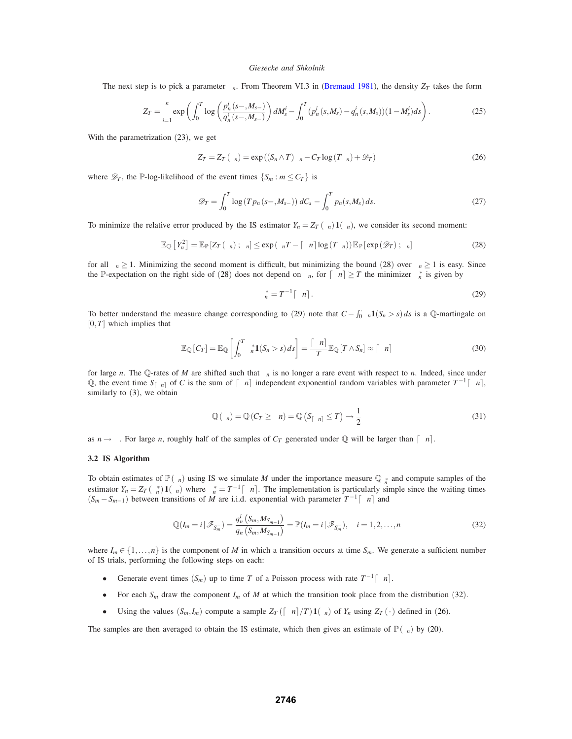The next step is to pick a parameter $\theta_n$. From Theorem VI.3 in (Bremaud 1981), the density $Z_T$ takes the form

$$Z_T = \prod_{i=1}^{n} \exp\left( \int_0^T \log\left( \frac{p_n^i(s-, M_{s-})}{q_n^i(s-, M_{s-})} \right) dM_s^i - \int_0^T (p_n^i(s, M_s) - q_n^i(s, M_s))(1 - M_s^i) ds \right). \tag{25}$$

With the parametrization (23), we get

$$Z_T = Z_T(\theta_n) = \exp\left( (S_n \wedge T)\theta_n - C_T \log(T\theta_n) + \mathscr{D}_T \right) \tag{26}$$

where $\mathscr{D}_T$, the $\mathbb{P}$-log-likelihood of the event times $\{S_m : m \leq C_T\}$ is

$$\mathscr{D}_T = \int_0^T \log\left(T p_n(s-, M_{s-})\right) dC_s - \int_0^T p_n(s, M_s)\, ds. \tag{27}$$

To minimize the relative error produced by the IS estimator $Y_n = Z_T(\theta_n)\mathbf{1}(A_n)$, we consider its second moment:

$$\mathbb{E}_{\mathbb{Q}}\left[Y_n^2\right] = \mathbb{E}_{\mathbb{P}}\left[Z_T(\theta_n);\, A_n\right] \leq \exp\left(\theta_n T - \lceil \alpha n \rceil \log(T\theta_n)\right) \mathbb{E}_{\mathbb{P}}\left[\exp(\mathscr{D}_T);\, A_n\right] \tag{28}$$

for all $\theta_n \geq 1$. Minimizing the second moment is difficult, but minimizing the bound (28) over $\theta_n \geq 1$ is easy. Since the $\mathbb{P}$-expectation on the right side of (28) does not depend on $\theta_n$, for $\lceil \alpha n \rceil \geq T$ the minimizer $\theta_n^*$ is given by

$$\theta_n^* = T^{-1}\lceil \alpha n \rceil. \tag{29}$$

To better understand the measure change corresponding to (29) note that $C - \int_0^\cdot \theta_n \mathbf{1}(S_n > s)\, ds$ is a $\mathbb{Q}$-martingale on $[0, T]$ which implies that

$$\mathbb{E}_{\mathbb{Q}}[C_T] = \mathbb{E}_{\mathbb{Q}}\left[\int_0^T \theta_n^* \mathbf{1}(S_n > s)\, ds\right] = \frac{\lceil \alpha n \rceil}{T} \mathbb{E}_{\mathbb{Q}}[T \wedge S_n] \approx \lceil \alpha n \rceil \tag{30}$$

for large $n$. The $\mathbb{Q}$-rates of $M$ are shifted such that $A_n$ is no longer a rare event with respect to $n$. Indeed, since under $\mathbb{Q}$, the event time $S_{\lceil \alpha n \rceil}$ of $C$ is the sum of $\lceil \alpha n \rceil$ independent exponential random variables with parameter $T^{-1}\lceil \alpha n \rceil$, similarly to (3), we obtain

$$\mathbb{Q}(A_n) = \mathbb{Q}(C_T \geq \alpha n) = \mathbb{Q}\left(S_{\lceil \alpha n \rceil} \leq T\right) \to \frac{1}{2} \tag{31}$$

as $n \to \infty$. For large $n$, roughly half of the samples of $C_T$ generated under $\mathbb{Q}$ will be larger than $\lceil \alpha n \rceil$.

### 3.2 IS Algorithm

To obtain estimates of $\mathbb{P}(A_n)$ using IS we simulate $M$ under the importance measure $\mathbb{Q}_{\theta_n^*}$ and compute samples of the estimator $Y_n = Z_T(\theta_n^*)\mathbf{1}(A_n)$ where $\theta_n^* = T^{-1}\lceil \alpha n \rceil$. The implementation is particularly simple since the waiting times $(S_m - S_{m-1})$ between transitions of $M$ are i.i.d. exponential with parameter $T^{-1}\lceil \alpha n \rceil$ and

$$\mathbb{Q}(I_m = i \,|\, \mathscr{F}_{S_m^-}) = \frac{q_n^i\left(S_m, M_{S_{m-1}}\right)}{q_n\left(S_m, M_{S_{m-1}}\right)} = \mathbb{P}(I_m = i \,|\, \mathscr{F}_{S_m^-}), \quad i = 1, 2, \ldots, n \tag{32}$$

where $I_m \in \{1, \ldots, n\}$ is the component of $M$ in which a transition occurs at time $S_m$. We generate a sufficient number of IS trials, performing the following steps on each:

- Generate event times $(S_m)$ up to time $T$ of a Poisson process with rate $T^{-1}\lceil \alpha n \rceil$.
- For each $S_m$ draw the component $I_m$ of $M$ at which the transition took place from the distribution (32).
- Using the values $(S_m, I_m)$ compute a sample $Z_T(\lceil \alpha n \rceil / T)\mathbf{1}(A_n)$ of $Y_n$ using $Z_T(\cdot)$ defined in (26).

The samples are then averaged to obtain the IS estimate, which then gives an estimate of $\mathbb{P}(A_n)$ by (20).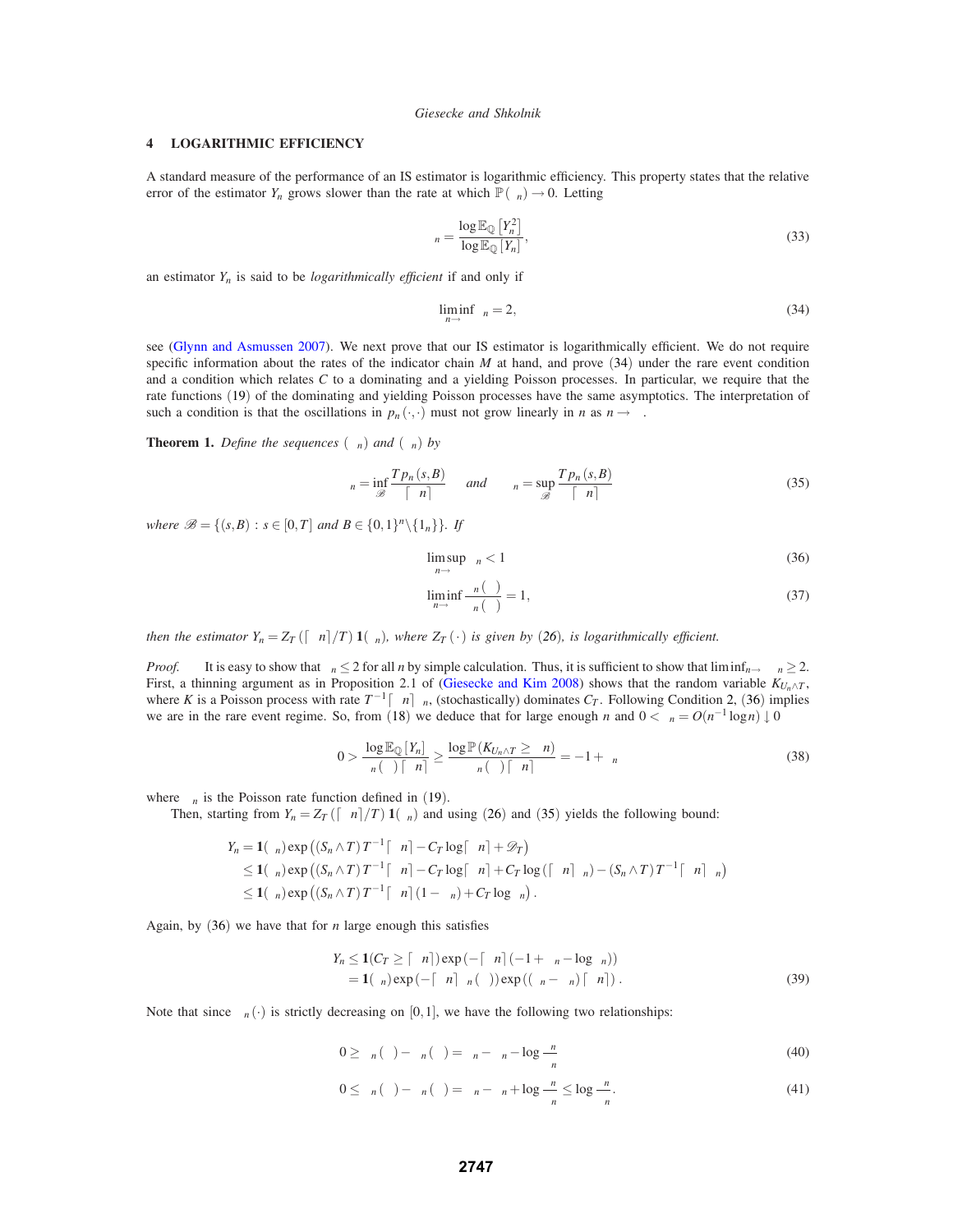## 4 LOGARITHMIC EFFICIENCY

A standard measure of the performance of an IS estimator is logarithmic efficiency. This property states that the relative error of the estimator $Y_n$ grows slower than the rate at which $\mathbb{P}(A_n) \to 0$. Letting

$$\rho_n = \frac{\log \mathbb{E}_{\mathbb{Q}}\left[Y_n^2\right]}{\log \mathbb{E}_{\mathbb{Q}}\left[Y_n\right]}, \tag{33}$$

an estimator $Y_n$ is said to be *logarithmically efficient* if and only if

$$\liminf_{n\to\infty} \rho_n = 2, \tag{34}$$

see (Glynn and Asmussen 2007). We next prove that our IS estimator is logarithmically efficient. We do not require specific information about the rates of the indicator chain $M$ at hand, and prove (34) under the rare event condition and a condition which relates $C$ to a dominating and a yielding Poisson processes. In particular, we require that the rate functions (19) of the dominating and yielding Poisson processes have the same asymptotics. The interpretation of such a condition is that the oscillations in $p_n(\cdot,\cdot)$ must not grow linearly in $n$ as $n \to \infty$.

**Theorem 1.** *Define the sequences $(\alpha_n)$ and $(\beta_n)$ by*

$$\alpha_n = \inf_{\mathscr{B}} \frac{T p_n(s,B)}{\lceil \gamma n \rceil} \quad \textit{and} \quad \beta_n = \sup_{\mathscr{B}} \frac{T p_n(s,B)}{\lceil \gamma n \rceil} \tag{35}$$

*where $\mathscr{B} = \{(s,B) : s \in [0,T] \text{ and } B \in \{0,1\}^n \backslash \{1_n\}\}$. If*

$$\limsup_{n\to\infty} \beta_n < 1 \tag{36}$$

$$\liminf_{n\to\infty} \frac{\Lambda_n(\alpha)}{\Lambda_n(\beta)} = 1, \tag{37}$$

*then the estimator $Y_n = Z_T(\lceil \gamma n \rceil / T)\, \mathbf{1}(A_n)$, where $Z_T(\cdot)$ is given by (26), is logarithmically efficient.*

*Proof.* It is easy to show that $\rho_n \leq 2$ for all $n$ by simple calculation. Thus, it is sufficient to show that $\liminf_{n\to\infty} \rho_n \geq 2$. First, a thinning argument as in Proposition 2.1 of (Giesecke and Kim 2008) shows that the random variable $K_{U_n \wedge T}$, where $K$ is a Poisson process with rate $T^{-1}\lceil \gamma n \rceil \beta_n$, (stochastically) dominates $C_T$. Following Condition 2, (36) implies we are in the rare event regime. So, from (18) we deduce that for large enough $n$ and $0 < \epsilon_n = O(n^{-1}\log n) \downarrow 0$

$$0 > \frac{\log \mathbb{E}_{\mathbb{Q}}[Y_n]}{\Lambda_n(\beta)\lceil \gamma n \rceil} \geq \frac{\log \mathbb{P}(K_{U_n \wedge T} \geq \lceil \gamma n \rceil)}{\Lambda_n(\beta)\lceil \gamma n \rceil} = -1 + \epsilon_n \tag{38}$$

where $\Lambda_n$ is the Poisson rate function defined in (19).

Then, starting from $Y_n = Z_T(\lceil \gamma n \rceil / T)\, \mathbf{1}(A_n)$ and using (26) and (35) yields the following bound:

$$
\begin{aligned}
Y_n &= \mathbf{1}(A_n)\exp\left((S_n \wedge T)\, T^{-1}\lceil \gamma n \rceil - C_T \log\lceil \gamma n \rceil + \mathscr{D}_T\right) \\
&\leq \mathbf{1}(A_n)\exp\left((S_n \wedge T)\, T^{-1}\lceil \gamma n \rceil - C_T \log\lceil \gamma n \rceil + C_T \log\left(\lceil \gamma n \rceil \beta_n\right) - (S_n \wedge T)\, T^{-1}\lceil \gamma n \rceil \alpha_n\right) \\
&\leq \mathbf{1}(A_n)\exp\left((S_n \wedge T)\, T^{-1}\lceil \gamma n \rceil (1-\alpha_n) + C_T \log \beta_n\right).
\end{aligned}
$$

Again, by (36) we have that for $n$ large enough this satisfies

$$
\begin{aligned}
Y_n &\leq \mathbf{1}(C_T \geq \lceil \gamma n \rceil)\exp\left(-\lceil \gamma n \rceil(-1+\alpha_n - \log \beta_n)\right) \\
&= \mathbf{1}(A_n)\exp\left(-\lceil \gamma n \rceil \Lambda_n(\beta)\right)\exp\left((\beta_n - \alpha_n)\lceil \gamma n \rceil\right).
\end{aligned} \tag{39}
$$

Note that since $\Lambda_n(\cdot)$ is strictly decreasing on $[0,1]$, we have the following two relationships:

$$0 \geq \Lambda_n(\beta) - \Lambda_n(\alpha) = \beta_n - \alpha_n - \log\frac{\beta_n}{\alpha_n} \tag{40}$$

$$0 \leq \Lambda_n(\alpha) - \Lambda_n(\beta) = \alpha_n - \beta_n + \log\frac{\beta_n}{\alpha_n} \leq \log\frac{\beta_n}{\alpha_n}. \tag{41}$$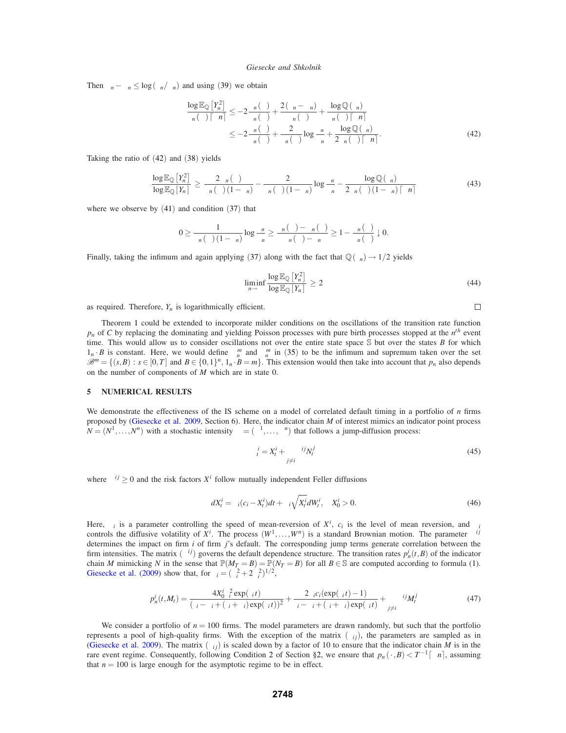Then $\theta_n - \eta_n \le \log(\theta_n/\eta_n)$ and using (39) we obtain

$$
\begin{aligned}
\frac{\log \mathbb{E}_{\mathbb{Q}}\left[Y_n^2\right]}{\gamma_n(\alpha)\lceil\alpha n\rceil} &\le -2\frac{\gamma_n(\beta)}{\gamma_n(\alpha)} + \frac{2(\theta_n - \eta_n)}{\alpha\gamma_n(\alpha)} + \frac{\log \mathbb{Q}(\Lambda_n)}{\gamma_n(\alpha)\lceil\alpha n\rceil} \\
&\le -2\frac{\gamma_n(\beta)}{\gamma_n(\alpha)} + \frac{2}{\alpha\gamma_n(\alpha)}\log\frac{\theta_n}{\eta_n} + \frac{\log \mathbb{Q}(\Lambda_n)}{2\gamma_n(\alpha)\lceil\alpha n\rceil}.
\end{aligned} \tag{42}
$$

Taking the ratio of (42) and (38) yields

$$
\frac{\log \mathbb{E}_{\mathbb{Q}}\left[Y_n^2\right]}{\log \mathbb{E}_{\mathbb{Q}}\left[Y_n\right]} \ge \frac{2\gamma_n(\beta)}{\gamma_n(\alpha)(1-\varepsilon_n)} - \frac{2}{\alpha\gamma_n(\alpha)(1-\varepsilon_n)}\log\frac{\theta_n}{\eta_n} - \frac{\log \mathbb{Q}(\Lambda_n)}{2\gamma_n(\alpha)(1-\varepsilon_n)\lceil\alpha n\rceil} \tag{43}
$$

where we observe by (41) and condition (37) that

$$
0 \ge \frac{1}{\alpha\gamma_n(\alpha)(1-\varepsilon_n)}\log\frac{\eta_n}{\theta_n} \ge \frac{\gamma_n(\alpha)-\gamma_n(\beta)}{\gamma_n(\alpha)-\varepsilon_n} \ge 1 - \frac{\gamma_n(\beta)}{\gamma_n(\alpha)} \downarrow 0.
$$

Finally, taking the infimum and again applying (37) along with the fact that $\mathbb{Q}(\Lambda_n) \to 1/2$ yields

$$
\liminf_{n\to\infty} \frac{\log \mathbb{E}_{\mathbb{Q}}\left[Y_n^2\right]}{\log \mathbb{E}_{\mathbb{Q}}\left[Y_n\right]} \ge 2 \tag{44}
$$

as required. Therefore, $Y_n$ is logarithmically efficient. □

Theorem 1 could be extended to incorporate milder conditions on the oscillations of the transition rate function $p_n$ of $C$ by replacing the dominating and yielding Poisson processes with pure birth processes stopped at the $n^{th}$ event time. This would allow us to consider oscillations not over the entire state space $\mathbb{S}$ but over the states $B$ for which $1_n \cdot B$ is constant. Here, we would define $\eta_n^m$ and $\theta_n^m$ in (35) to be the infimum and supremum taken over the set $\mathscr{B}^m = \{(s,B) : s \in [0,T]$ and $B \in \{0,1\}^n, 1_n \cdot B = m\}$. This extension would then take into account that $p_n$ also depends on the number of components of $M$ which are in state 0.

## 5 NUMERICAL RESULTS

We demonstrate the effectiveness of the IS scheme on a model of correlated default timing in a portfolio of $n$ firms proposed by (Giesecke et al. 2009, Section 6). Here, the indicator chain $M$ of interest mimics an indicator point process $N = (N^1,\ldots,N^n)$ with a stochastic intensity $\lambda = (\lambda^1,\ldots,\lambda^n)$ that follows a jump-diffusion process:

$$
\lambda_t^i = X_t^i + \sum_{j\neq i}\beta^{ij}N_t^j \tag{45}
$$

where $\beta^{ij} \ge 0$ and the risk factors $X^i$ follow mutually independent Feller diffusions

$$
dX_t^i = \kappa_i(c_i - X_t^i)dt + \sigma_i\sqrt{X_t^i}dW_t^i, \quad X_0^i > 0. \tag{46}
$$

Here, $\kappa_i$ is a parameter controlling the speed of mean-reversion of $X^i$, $c_i$ is the level of mean reversion, and $\sigma_i$ controls the diffusive volatility of $X^i$. The process $(W^1,\ldots,W^n)$ is a standard Brownian motion. The parameter $\beta^{ij}$ determines the impact on firm $i$ of firm $j$'s default. The corresponding jump terms generate correlation between the firm intensities. The matrix $(\beta^{ij})$ governs the default dependence structure. The transition rates $p_n^i(t,B)$ of the indicator chain $M$ mimicking $N$ in the sense that $\mathbb{P}(M_T = B) = \mathbb{P}(N_T = B)$ for all $B \in \mathbb{S}$ are computed according to formula (1). Giesecke et al. (2009) show that, for $\gamma_i = (\kappa_i^2 + 2\sigma_i^2)^{1/2}$,

$$
p_n^i(t,M_t) = \frac{4X_0^i\gamma_i^2\exp(\gamma_i t)}{(\gamma_i - \kappa_i + (\gamma_i+\kappa_i)\exp(\gamma_i t))^2} + \frac{2\kappa_i c_i(\exp(\gamma_i t)-1)}{\gamma_i - \kappa_i + (\gamma_i+\kappa_i)\exp(\gamma_i t)} + \sum_{j\neq i}\beta^{ij}M_t^j \tag{47}
$$

We consider a portfolio of $n = 100$ firms. The model parameters are drawn randomly, but such that the portfolio represents a pool of high-quality firms. With the exception of the matrix $(\beta_{ij})$, the parameters are sampled as in (Giesecke et al. 2009). The matrix $(\beta_{ij})$ is scaled down by a factor of 10 to ensure that the indicator chain $M$ is in the rare event regime. Consequently, following Condition 2 of Section §2, we ensure that $p_n(\cdot,B) < T^{-1}\lceil\alpha n\rceil$, assuming that $n = 100$ is large enough for the asymptotic regime to be in effect.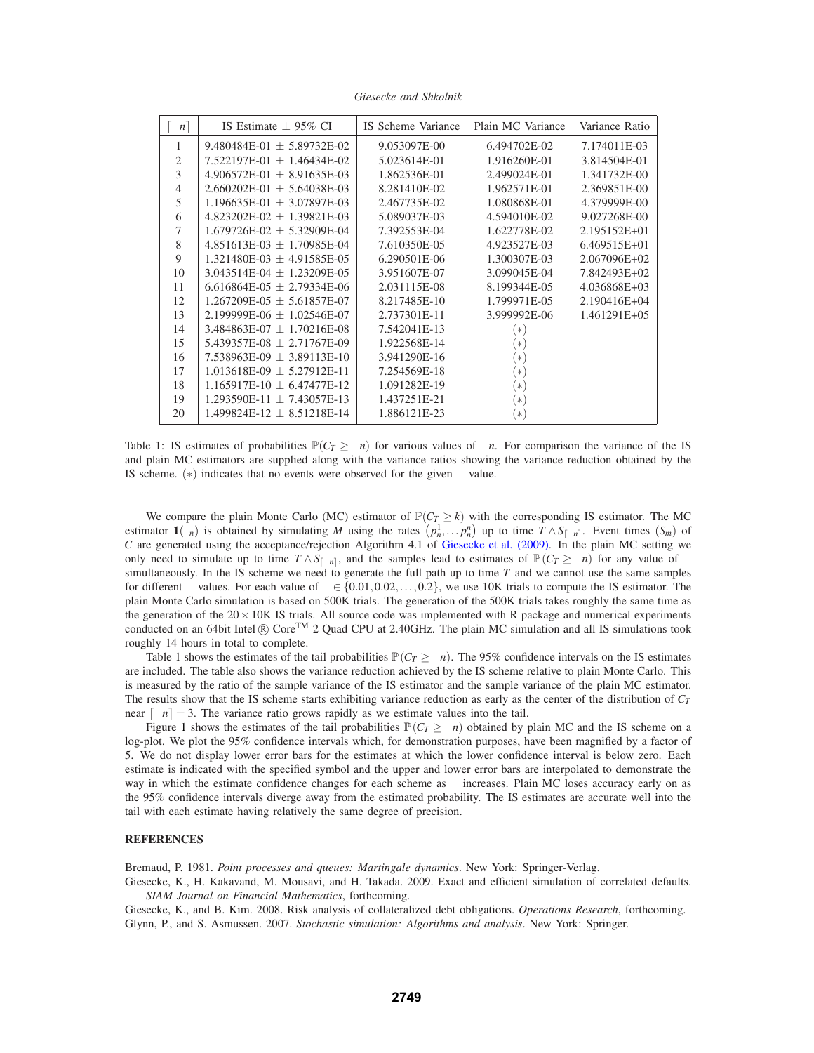| $\lceil \gamma n \rceil$ | IS Estimate ± 95% CI | IS Scheme Variance | Plain MC Variance | Variance Ratio |
|---|---|---|---|---|
| 1 | 9.480484E-01 ± 5.89732E-02 | 9.053097E-00 | 6.494702E-02 | 7.174011E-03 |
| 2 | 7.522197E-01 ± 1.46434E-02 | 5.023614E-01 | 1.916260E-01 | 3.814504E-01 |
| 3 | 4.906572E-01 ± 8.91635E-03 | 1.862536E-01 | 2.499024E-01 | 1.341732E-00 |
| 4 | 2.660202E-01 ± 5.64038E-03 | 8.281410E-02 | 1.962571E-01 | 2.369851E-00 |
| 5 | 1.196635E-01 ± 3.07897E-03 | 2.467735E-02 | 1.080868E-01 | 4.379999E-00 |
| 6 | 4.823202E-02 ± 1.39821E-03 | 5.089037E-03 | 4.594010E-02 | 9.027268E-00 |
| 7 | 1.679726E-02 ± 5.32909E-04 | 7.392553E-04 | 1.622778E-02 | 2.195152E+01 |
| 8 | 4.851613E-03 ± 1.70985E-04 | 7.610350E-05 | 4.923527E-03 | 6.469515E+01 |
| 9 | 1.321480E-03 ± 4.91585E-05 | 6.290501E-06 | 1.300307E-03 | 2.067096E+02 |
| 10 | 3.043514E-04 ± 1.23209E-05 | 3.951607E-07 | 3.099045E-04 | 7.842493E+02 |
| 11 | 6.616864E-05 ± 2.79334E-06 | 2.031115E-08 | 8.199344E-05 | 4.036868E+03 |
| 12 | 1.267209E-05 ± 5.61857E-07 | 8.217485E-10 | 1.799971E-05 | 2.190416E+04 |
| 13 | 2.199999E-06 ± 1.02546E-07 | 2.737301E-11 | 3.999992E-06 | 1.461291E+05 |
| 14 | 3.484863E-07 ± 1.70216E-08 | 7.542041E-13 | (∗) | |
| 15 | 5.439357E-08 ± 2.71767E-09 | 1.922568E-14 | (∗) | |
| 16 | 7.538963E-09 ± 3.89113E-10 | 3.941290E-16 | (∗) | |
| 17 | 1.013618E-09 ± 5.27912E-11 | 7.254569E-18 | (∗) | |
| 18 | 1.165917E-10 ± 6.47477E-12 | 1.091282E-19 | (∗) | |
| 19 | 1.293590E-11 ± 7.43057E-13 | 1.437251E-21 | (∗) | |
| 20 | 1.499824E-12 ± 8.51218E-14 | 1.886121E-23 | (∗) | |

Table 1: IS estimates of probabilities $\mathbb{P}(C_T \geq \gamma n)$ for various values of $\gamma n$. For comparison the variance of the IS and plain MC estimators are supplied along with the variance ratios showing the variance reduction obtained by the IS scheme. (∗) indicates that no events were observed for the given $\gamma$ value.

We compare the plain Monte Carlo (MC) estimator of $\mathbb{P}(C_T \geq k)$ with the corresponding IS estimator. The MC estimator $\mathbf{1}(\gamma_n)$ is obtained by simulating $M$ using the rates $(p_n^1, \ldots p_n^n)$ up to time $T \wedge S_{\lceil \gamma n \rceil}$. Event times $(S_m)$ of $C$ are generated using the acceptance/rejection Algorithm 4.1 of Giesecke et al. (2009). In the plain MC setting we only need to simulate up to time $T \wedge S_{\lceil \gamma n \rceil}$, and the samples lead to estimates of $\mathbb{P}(C_T \geq \gamma n)$ for any value of $\gamma$ simultaneously. In the IS scheme we need to generate the full path up to time $T$ and we cannot use the same samples for different $\gamma$ values. For each value of $\gamma \in \{0.01, 0.02, \ldots, 0.2\}$, we use 10K trials to compute the IS estimator. The plain Monte Carlo simulation is based on 500K trials. The generation of the 500K trials takes roughly the same time as the generation of the $20 \times 10$K IS trials. All source code was implemented with R package and numerical experiments conducted on an 64bit Intel® Core™ 2 Quad CPU at 2.40GHz. The plain MC simulation and all IS simulations took roughly 14 hours in total to complete.

Table 1 shows the estimates of the tail probabilities $\mathbb{P}(C_T \geq \gamma n)$. The 95% confidence intervals on the IS estimates are included. The table also shows the variance reduction achieved by the IS scheme relative to plain Monte Carlo. This is measured by the ratio of the sample variance of the IS estimator and the sample variance of the plain MC estimator. The results show that the IS scheme starts exhibiting variance reduction as early as the center of the distribution of $C_T$ near $\lceil \gamma n \rceil = 3$. The variance ratio grows rapidly as we estimate values into the tail.

Figure 1 shows the estimates of the tail probabilities $\mathbb{P}(C_T \geq \gamma n)$ obtained by plain MC and the IS scheme on a log-plot. We plot the 95% confidence intervals which, for demonstration purposes, have been magnified by a factor of 5. We do not display lower error bars for the estimates at which the lower confidence interval is below zero. Each estimate is indicated with the specified symbol and the upper and lower error bars are interpolated to demonstrate the way in which the estimate confidence changes for each scheme as $\gamma$ increases. Plain MC loses accuracy early on as the 95% confidence intervals diverge away from the estimated probability. The IS estimates are accurate well into the tail with each estimate having relatively the same degree of precision.

## REFERENCES

Bremaud, P. 1981. *Point processes and queues: Martingale dynamics*. New York: Springer-Verlag.

Giesecke, K., H. Kakavand, M. Mousavi, and H. Takada. 2009. Exact and efficient simulation of correlated defaults. *SIAM Journal on Financial Mathematics*, forthcoming.

Giesecke, K., and B. Kim. 2008. Risk analysis of collateralized debt obligations. *Operations Research*, forthcoming.

Glynn, P., and S. Asmussen. 2007. *Stochastic simulation: Algorithms and analysis*. New York: Springer.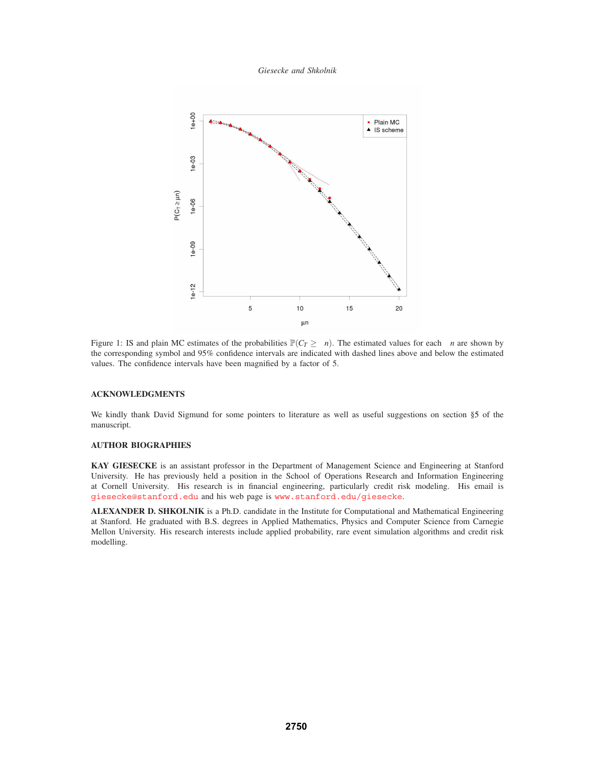P(C_T ≥ μn)

1e+00

1e-03

1e-06

1e-09

1e-12

5

10

15

20

μn

Plain MC

IS scheme

Figure 1: IS and plain MC estimates of the probabilities $\mathbb{P}(C_T \geq \mu n)$. The estimated values for each $\mu n$ are shown by the corresponding symbol and 95% confidence intervals are indicated with dashed lines above and below the estimated values. The confidence intervals have been magnified by a factor of 5.

## ACKNOWLEDGMENTS

We kindly thank David Sigmund for some pointers to literature as well as useful suggestions on section §5 of the manuscript.

## AUTHOR BIOGRAPHIES

**KAY GIESECKE** is an assistant professor in the Department of Management Science and Engineering at Stanford University. He has previously held a position in the School of Operations Research and Information Engineering at Cornell University. His research is in financial engineering, particularly credit risk modeling. His email is giesecke@stanford.edu and his web page is www.stanford.edu/giesecke.

**ALEXANDER D. SHKOLNIK** is a Ph.D. candidate in the Institute for Computational and Mathematical Engineering at Stanford. He graduated with B.S. degrees in Applied Mathematics, Physics and Computer Science from Carnegie Mellon University. His research interests include applied probability, rare event simulation algorithms and credit risk modelling.